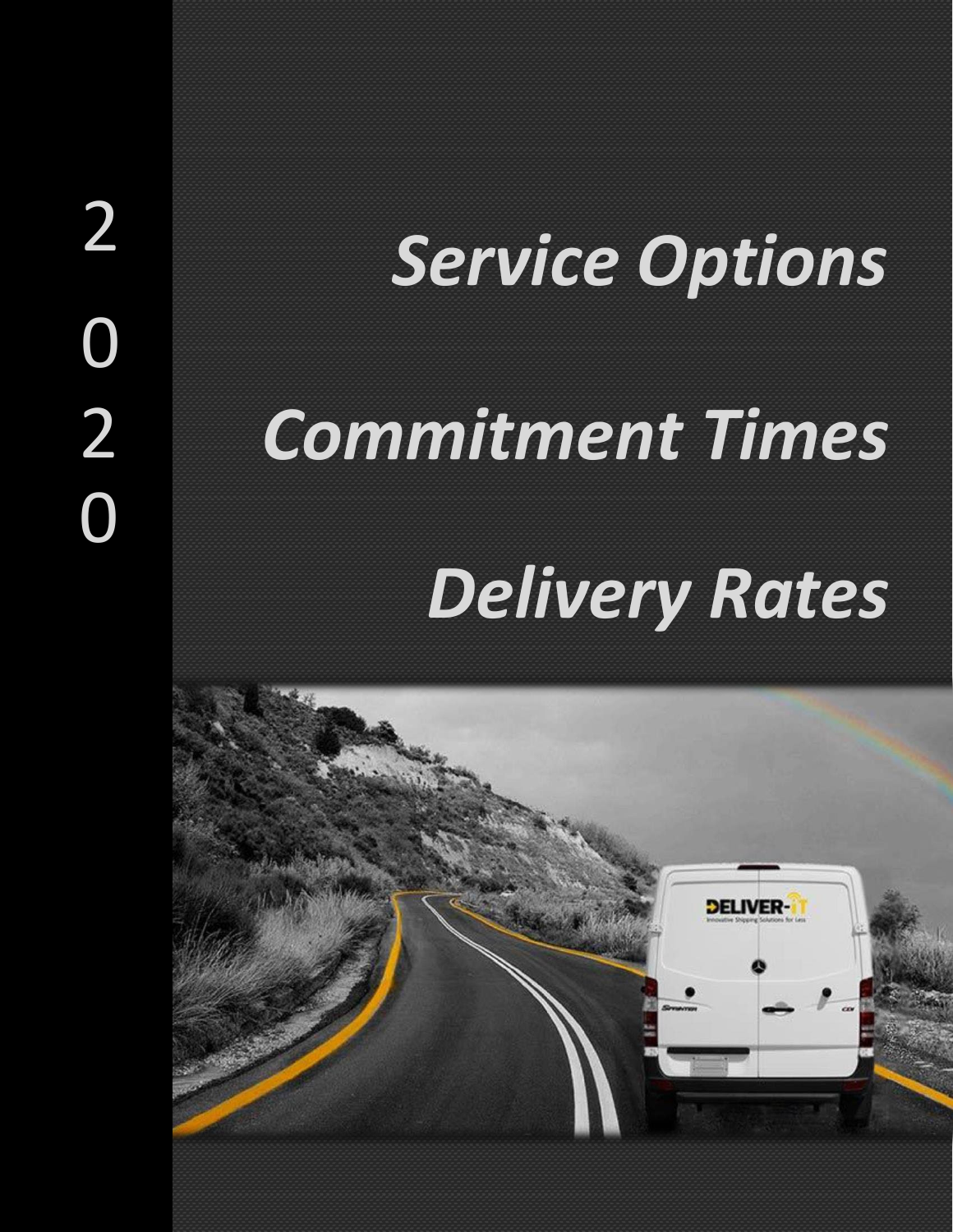2020

# *Service Options*

# *Commitment Times*

# *Delivery Rates*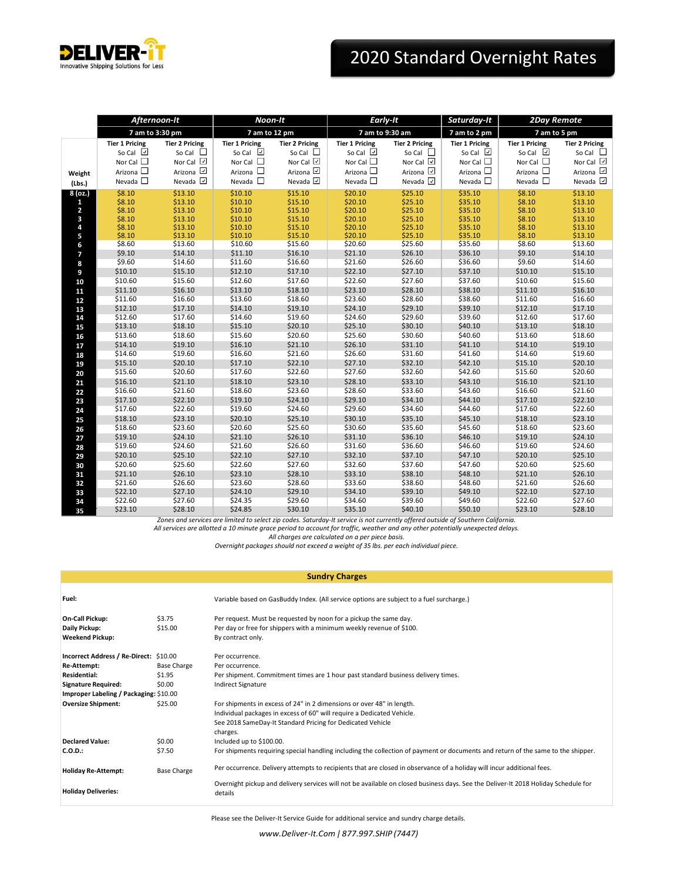DELIVER-iT
Innovative Shipping Solutions for Less

# 2020 Standard Overnight Rates

| | Afternoon-It | | Noon-It | | Early-It | | Saturday-It | 2Day Remote | |
|---|---|---|---|---|---|---|---|---|---|
| | 7 am to 3:30 pm | | 7 am to 12 pm | | 7 am to 9:30 am | | 7 am to 2 pm | 7 am to 5 pm | |
| Weight (Lbs.) | Tier 1 Pricing: So Cal ☑ Nor Cal ☐ Arizona ☐ Nevada ☐ | Tier 2 Pricing: So Cal ☐ Nor Cal ☑ Arizona ☑ Nevada ☑ | Tier 1 Pricing: So Cal ☑ Nor Cal ☐ Arizona ☐ Nevada ☐ | Tier 2 Pricing: So Cal ☐ Nor Cal ☑ Arizona ☑ Nevada ☑ | Tier 1 Pricing: So Cal ☑ Nor Cal ☐ Arizona ☐ Nevada ☐ | Tier 2 Pricing: So Cal ☐ Nor Cal ☑ Arizona ☑ Nevada ☑ | Tier 1 Pricing: So Cal ☑ Nor Cal ☐ Arizona ☐ Nevada ☐ | Tier 1 Pricing: So Cal ☑ Nor Cal ☐ Arizona ☐ Nevada ☐ | Tier 2 Pricing: So Cal ☐ Nor Cal ☑ Arizona ☑ Nevada ☑ |
| 8 (oz.) | $8.10 | $13.10 | $10.10 | $15.10 | $20.10 | $25.10 | $35.10 | $8.10 | $13.10 |
| 1 | $8.10 | $13.10 | $10.10 | $15.10 | $20.10 | $25.10 | $35.10 | $8.10 | $13.10 |
| 2 | $8.10 | $13.10 | $10.10 | $15.10 | $20.10 | $25.10 | $35.10 | $8.10 | $13.10 |
| 3 | $8.10 | $13.10 | $10.10 | $15.10 | $20.10 | $25.10 | $35.10 | $8.10 | $13.10 |
| 4 | $8.10 | $13.10 | $10.10 | $15.10 | $20.10 | $25.10 | $35.10 | $8.10 | $13.10 |
| 5 | $8.10 | $13.10 | $10.10 | $15.10 | $20.10 | $25.10 | $35.10 | $8.10 | $13.10 |
| 6 | $8.60 | $13.60 | $10.60 | $15.60 | $20.60 | $25.60 | $35.60 | $8.60 | $13.60 |
| 7 | $9.10 | $14.10 | $11.10 | $16.10 | $21.10 | $26.10 | $36.10 | $9.10 | $14.10 |
| 8 | $9.60 | $14.60 | $11.60 | $16.60 | $21.60 | $26.60 | $36.60 | $9.60 | $14.60 |
| 9 | $10.10 | $15.10 | $12.10 | $17.10 | $22.10 | $27.10 | $37.10 | $10.10 | $15.10 |
| 10 | $10.60 | $15.60 | $12.60 | $17.60 | $22.60 | $27.60 | $37.60 | $10.60 | $15.60 |
| 11 | $11.10 | $16.10 | $13.10 | $18.10 | $23.10 | $28.10 | $38.10 | $11.10 | $16.10 |
| 12 | $11.60 | $16.60 | $13.60 | $18.60 | $23.60 | $28.60 | $38.60 | $11.60 | $16.60 |
| 13 | $12.10 | $17.10 | $14.10 | $19.10 | $24.10 | $29.10 | $39.10 | $12.10 | $17.10 |
| 14 | $12.60 | $17.60 | $14.60 | $19.60 | $24.60 | $29.60 | $39.60 | $12.60 | $17.60 |
| 15 | $13.10 | $18.10 | $15.10 | $20.10 | $25.10 | $30.10 | $40.10 | $13.10 | $18.10 |
| 16 | $13.60 | $18.60 | $15.60 | $20.60 | $25.60 | $30.60 | $40.60 | $13.60 | $18.60 |
| 17 | $14.10 | $19.10 | $16.10 | $21.10 | $26.10 | $31.10 | $41.10 | $14.10 | $19.10 |
| 18 | $14.60 | $19.60 | $16.60 | $21.60 | $26.60 | $31.60 | $41.60 | $14.60 | $19.60 |
| 19 | $15.10 | $20.10 | $17.10 | $22.10 | $27.10 | $32.10 | $42.10 | $15.10 | $20.10 |
| 20 | $15.60 | $20.60 | $17.60 | $22.60 | $27.60 | $32.60 | $42.60 | $15.60 | $20.60 |
| 21 | $16.10 | $21.10 | $18.10 | $23.10 | $28.10 | $33.10 | $43.10 | $16.10 | $21.10 |
| 22 | $16.60 | $21.60 | $18.60 | $23.60 | $28.60 | $33.60 | $43.60 | $16.60 | $21.60 |
| 23 | $17.10 | $22.10 | $19.10 | $24.10 | $29.10 | $34.10 | $44.10 | $17.10 | $22.10 |
| 24 | $17.60 | $22.60 | $19.60 | $24.60 | $29.60 | $34.60 | $44.60 | $17.60 | $22.60 |
| 25 | $18.10 | $23.10 | $20.10 | $25.10 | $30.10 | $35.10 | $45.10 | $18.10 | $23.10 |
| 26 | $18.60 | $23.60 | $20.60 | $25.60 | $30.60 | $35.60 | $45.60 | $18.60 | $23.60 |
| 27 | $19.10 | $24.10 | $21.10 | $26.10 | $31.10 | $36.10 | $46.10 | $19.10 | $24.10 |
| 28 | $19.60 | $24.60 | $21.60 | $26.60 | $31.60 | $36.60 | $46.60 | $19.60 | $24.60 |
| 29 | $20.10 | $25.10 | $22.10 | $27.10 | $32.10 | $37.10 | $47.10 | $20.10 | $25.10 |
| 30 | $20.60 | $25.60 | $22.60 | $27.60 | $32.60 | $37.60 | $47.60 | $20.60 | $25.60 |
| 31 | $21.10 | $26.10 | $23.10 | $28.10 | $33.10 | $38.10 | $48.10 | $21.10 | $26.10 |
| 32 | $21.60 | $26.60 | $23.60 | $28.60 | $33.60 | $38.60 | $48.60 | $21.60 | $26.60 |
| 33 | $22.10 | $27.10 | $24.10 | $29.10 | $34.10 | $39.10 | $49.10 | $22.10 | $27.10 |
| 34 | $22.60 | $27.60 | $24.35 | $29.60 | $34.60 | $39.60 | $49.60 | $22.60 | $27.60 |
| 35 | $23.10 | $28.10 | $24.85 | $30.10 | $35.10 | $40.10 | $50.10 | $23.10 | $28.10 |

*Zones and services are limited to select zip codes. Saturday-It service is not currently offered outside of Southern California.*
*All services are allotted a 10 minute grace period to account for traffic, weather and any other potentially unexpected delays.*
*All charges are calculated on a per piece basis.*
*Overnight packages should not exceed a weight of 35 lbs. per each individual piece.*

## Sundry Charges

| | | |
|---|---|---|
| **Fuel:** | | Variable based on GasBuddy Index. (All service options are subject to a fuel surcharge.) |
| **On-Call Pickup:** | $3.75 | Per request. Must be requested by noon for a pickup the same day. |
| **Daily Pickup:** | $15.00 | Per day or free for shippers with a minimum weekly revenue of $100. |
| **Weekend Pickup:** | | By contract only. |
| **Incorrect Address / Re-Direct:** | $10.00 | Per occurrence. |
| **Re-Attempt:** | Base Charge | Per occurrence. |
| **Residential:** | $1.95 | Per shipment. Commitment times are 1 hour past standard business delivery times. |
| **Signature Required:** | $0.00 | Indirect Signature |
| **Improper Labeling / Packaging:** | $10.00 | |
| **Oversize Shipment:** | $25.00 | For shipments in excess of 24" in 2 dimensions or over 48" in length. Individual packages in excess of 60" will require a Dedicated Vehicle. See 2018 SameDay-It Standard Pricing for Dedicated Vehicle charges. |
| **Declared Value:** | $0.00 | Included up to $100.00. |
| **C.O.D.:** | $7.50 | For shipments requiring special handling including the collection of payment or documents and return of the same to the shipper. |
| **Holiday Re-Attempt:** | Base Charge | Per occurrence. Delivery attempts to recipients that are closed in observance of a holiday will incur additional fees. |
| **Holiday Deliveries:** | | Overnight pickup and delivery services will not be available on closed business days. See the Deliver-It 2018 Holiday Schedule for details |

Please see the Deliver-It Service Guide for additional service and sundry charge details.

*www.Deliver-It.Com | 877.997.SHIP (7447)*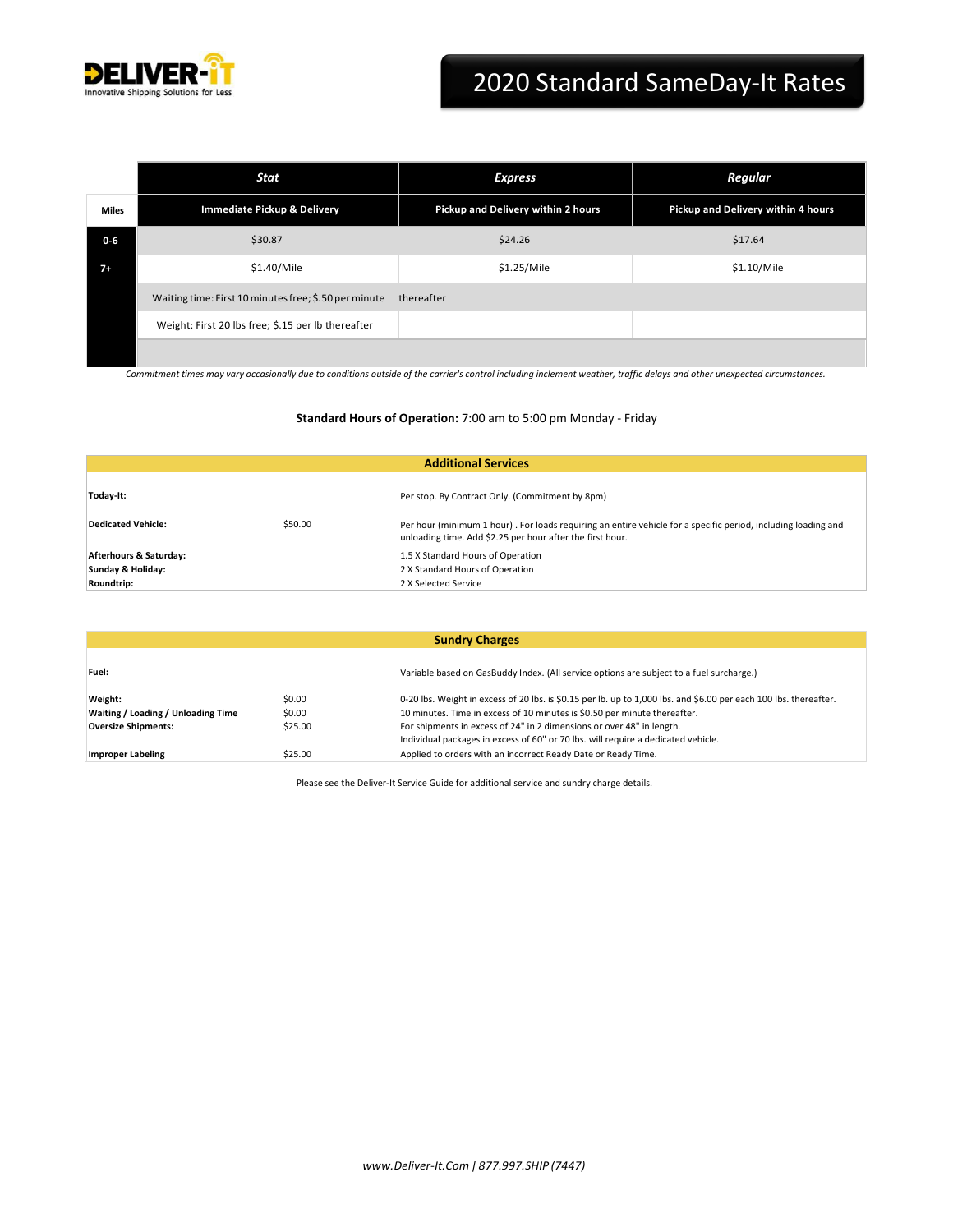# DELIVER-iT

Innovative Shipping Solutions for Less

# 2020 Standard SameDay-It Rates

| | Stat | Express | Regular |
|---|---|---|---|
| Miles | Immediate Pickup & Delivery | Pickup and Delivery within 2 hours | Pickup and Delivery within 4 hours |
| 0-6 | $30.87 | $24.26 | $17.64 |
| 7+ | $1.40/Mile | $1.25/Mile | $1.10/Mile |
| | Waiting time: First 10 minutes free; $.50 per minute | thereafter | |
| | Weight: First 20 lbs free; $.15 per lb thereafter | | |

*Commitment times may vary occasionally due to conditions outside of the carrier's control including inclement weather, traffic delays and other unexpected circumstances.*

**Standard Hours of Operation:** 7:00 am to 5:00 pm Monday - Friday

## Additional Services

| | | |
|---|---|---|
| **Today-It:** | | Per stop. By Contract Only. (Commitment by 8pm) |
| **Dedicated Vehicle:** | $50.00 | Per hour (minimum 1 hour) . For loads requiring an entire vehicle for a specific period, including loading and unloading time. Add $2.25 per hour after the first hour. |
| **Afterhours & Saturday:** | | 1.5 X Standard Hours of Operation |
| **Sunday & Holiday:** | | 2 X Standard Hours of Operation |
| **Roundtrip:** | | 2 X Selected Service |

## Sundry Charges

| | | |
|---|---|---|
| **Fuel:** | | Variable based on GasBuddy Index. (All service options are subject to a fuel surcharge.) |
| **Weight:** | $0.00 | 0-20 lbs. Weight in excess of 20 lbs. is $0.15 per lb. up to 1,000 lbs. and $6.00 per each 100 lbs. thereafter. |
| **Waiting / Loading / Unloading Time** | $0.00 | 10 minutes. Time in excess of 10 minutes is $0.50 per minute thereafter. |
| **Oversize Shipments:** | $25.00 | For shipments in excess of 24" in 2 dimensions or over 48" in length. Individual packages in excess of 60" or 70 lbs. will require a dedicated vehicle. |
| **Improper Labeling** | $25.00 | Applied to orders with an incorrect Ready Date or Ready Time. |

Please see the Deliver-It Service Guide for additional service and sundry charge details.

*www.Deliver-It.Com | 877.997.SHIP (7447)*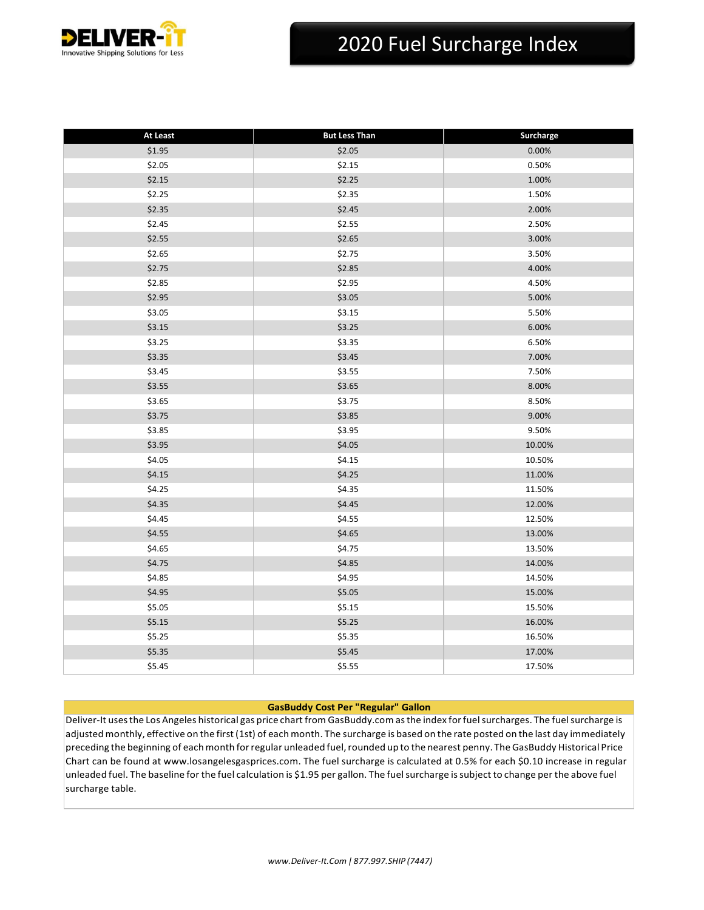# DELIVER-IT

Innovative Shipping Solutions for Less

# 2020 Fuel Surcharge Index

| At Least | But Less Than | Surcharge |
|---|---|---|
| $1.95 | $2.05 | 0.00% |
| $2.05 | $2.15 | 0.50% |
| $2.15 | $2.25 | 1.00% |
| $2.25 | $2.35 | 1.50% |
| $2.35 | $2.45 | 2.00% |
| $2.45 | $2.55 | 2.50% |
| $2.55 | $2.65 | 3.00% |
| $2.65 | $2.75 | 3.50% |
| $2.75 | $2.85 | 4.00% |
| $2.85 | $2.95 | 4.50% |
| $2.95 | $3.05 | 5.00% |
| $3.05 | $3.15 | 5.50% |
| $3.15 | $3.25 | 6.00% |
| $3.25 | $3.35 | 6.50% |
| $3.35 | $3.45 | 7.00% |
| $3.45 | $3.55 | 7.50% |
| $3.55 | $3.65 | 8.00% |
| $3.65 | $3.75 | 8.50% |
| $3.75 | $3.85 | 9.00% |
| $3.85 | $3.95 | 9.50% |
| $3.95 | $4.05 | 10.00% |
| $4.05 | $4.15 | 10.50% |
| $4.15 | $4.25 | 11.00% |
| $4.25 | $4.35 | 11.50% |
| $4.35 | $4.45 | 12.00% |
| $4.45 | $4.55 | 12.50% |
| $4.55 | $4.65 | 13.00% |
| $4.65 | $4.75 | 13.50% |
| $4.75 | $4.85 | 14.00% |
| $4.85 | $4.95 | 14.50% |
| $4.95 | $5.05 | 15.00% |
| $5.05 | $5.15 | 15.50% |
| $5.15 | $5.25 | 16.00% |
| $5.25 | $5.35 | 16.50% |
| $5.35 | $5.45 | 17.00% |
| $5.45 | $5.55 | 17.50% |

**GasBuddy Cost Per "Regular" Gallon**

Deliver-It uses the Los Angeles historical gas price chart from GasBuddy.com as the index for fuel surcharges. The fuel surcharge is adjusted monthly, effective on the first (1st) of each month. The surcharge is based on the rate posted on the last day immediately preceding the beginning of each month for regular unleaded fuel, rounded up to the nearest penny. The GasBuddy Historical Price Chart can be found at www.losangelesgasprices.com. The fuel surcharge is calculated at 0.5% for each $0.10 increase in regular unleaded fuel. The baseline for the fuel calculation is $1.95 per gallon. The fuel surcharge is subject to change per the above fuel surcharge table.

*www.Deliver-It.Com | 877.997.SHIP (7447)*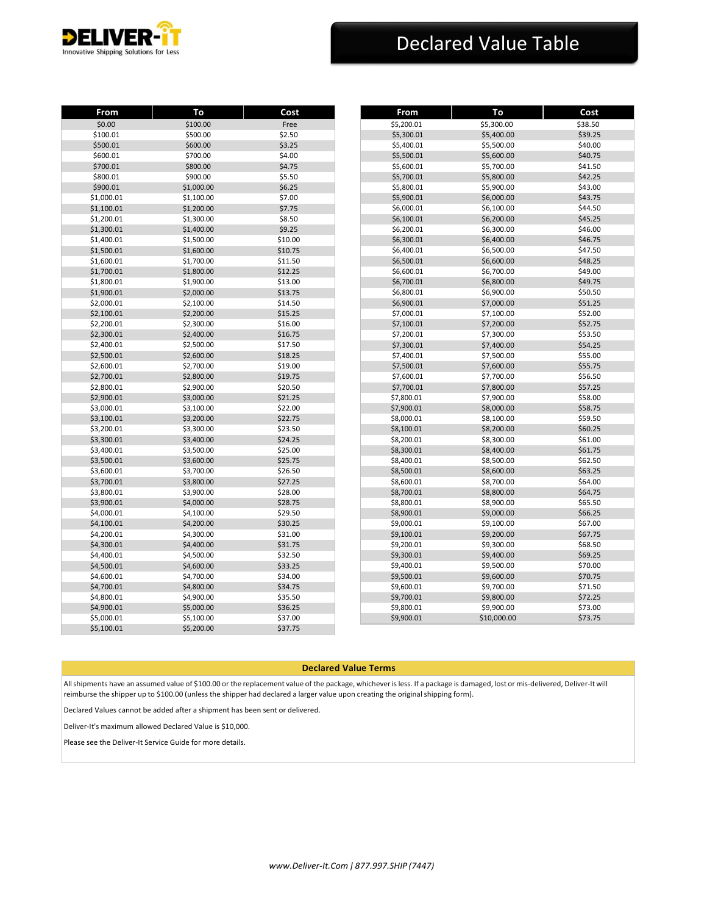# Declared Value Table

| From | To | Cost |
|---|---|---|
| $0.00 | $100.00 | Free |
| $100.01 | $500.00 | $2.50 |
| $500.01 | $600.00 | $3.25 |
| $600.01 | $700.00 | $4.00 |
| $700.01 | $800.00 | $4.75 |
| $800.01 | $900.00 | $5.50 |
| $900.01 | $1,000.00 | $6.25 |
| $1,000.01 | $1,100.00 | $7.00 |
| $1,100.01 | $1,200.00 | $7.75 |
| $1,200.01 | $1,300.00 | $8.50 |
| $1,300.01 | $1,400.00 | $9.25 |
| $1,400.01 | $1,500.00 | $10.00 |
| $1,500.01 | $1,600.00 | $10.75 |
| $1,600.01 | $1,700.00 | $11.50 |
| $1,700.01 | $1,800.00 | $12.25 |
| $1,800.01 | $1,900.00 | $13.00 |
| $1,900.01 | $2,000.00 | $13.75 |
| $2,000.01 | $2,100.00 | $14.50 |
| $2,100.01 | $2,200.00 | $15.25 |
| $2,200.01 | $2,300.00 | $16.00 |
| $2,300.01 | $2,400.00 | $16.75 |
| $2,400.01 | $2,500.00 | $17.50 |
| $2,500.01 | $2,600.00 | $18.25 |
| $2,600.01 | $2,700.00 | $19.00 |
| $2,700.01 | $2,800.00 | $19.75 |
| $2,800.01 | $2,900.00 | $20.50 |
| $2,900.01 | $3,000.00 | $21.25 |
| $3,000.01 | $3,100.00 | $22.00 |
| $3,100.01 | $3,200.00 | $22.75 |
| $3,200.01 | $3,300.00 | $23.50 |
| $3,300.01 | $3,400.00 | $24.25 |
| $3,400.01 | $3,500.00 | $25.00 |
| $3,500.01 | $3,600.00 | $25.75 |
| $3,600.01 | $3,700.00 | $26.50 |
| $3,700.01 | $3,800.00 | $27.25 |
| $3,800.01 | $3,900.00 | $28.00 |
| $3,900.01 | $4,000.00 | $28.75 |
| $4,000.01 | $4,100.00 | $29.50 |
| $4,100.01 | $4,200.00 | $30.25 |
| $4,200.01 | $4,300.00 | $31.00 |
| $4,300.01 | $4,400.00 | $31.75 |
| $4,400.01 | $4,500.00 | $32.50 |
| $4,500.01 | $4,600.00 | $33.25 |
| $4,600.01 | $4,700.00 | $34.00 |
| $4,700.01 | $4,800.00 | $34.75 |
| $4,800.01 | $4,900.00 | $35.50 |
| $4,900.01 | $5,000.00 | $36.25 |
| $5,000.01 | $5,100.00 | $37.00 |
| $5,100.01 | $5,200.00 | $37.75 |
| $5,200.01 | $5,300.00 | $38.50 |
| $5,300.01 | $5,400.00 | $39.25 |
| $5,400.01 | $5,500.00 | $40.00 |
| $5,500.01 | $5,600.00 | $40.75 |
| $5,600.01 | $5,700.00 | $41.50 |
| $5,700.01 | $5,800.00 | $42.25 |
| $5,800.01 | $5,900.00 | $43.00 |
| $5,900.01 | $6,000.00 | $43.75 |
| $6,000.01 | $6,100.00 | $44.50 |
| $6,100.01 | $6,200.00 | $45.25 |
| $6,200.01 | $6,300.00 | $46.00 |
| $6,300.01 | $6,400.00 | $46.75 |
| $6,400.01 | $6,500.00 | $47.50 |
| $6,500.01 | $6,600.00 | $48.25 |
| $6,600.01 | $6,700.00 | $49.00 |
| $6,700.01 | $6,800.00 | $49.75 |
| $6,800.01 | $6,900.00 | $50.50 |
| $6,900.01 | $7,000.00 | $51.25 |
| $7,000.01 | $7,100.00 | $52.00 |
| $7,100.01 | $7,200.00 | $52.75 |
| $7,200.01 | $7,300.00 | $53.50 |
| $7,300.01 | $7,400.00 | $54.25 |
| $7,400.01 | $7,500.00 | $55.00 |
| $7,500.01 | $7,600.00 | $55.75 |
| $7,600.01 | $7,700.00 | $56.50 |
| $7,700.01 | $7,800.00 | $57.25 |
| $7,800.01 | $7,900.00 | $58.00 |
| $7,900.01 | $8,000.00 | $58.75 |
| $8,000.01 | $8,100.00 | $59.50 |
| $8,100.01 | $8,200.00 | $60.25 |
| $8,200.01 | $8,300.00 | $61.00 |
| $8,300.01 | $8,400.00 | $61.75 |
| $8,400.01 | $8,500.00 | $62.50 |
| $8,500.01 | $8,600.00 | $63.25 |
| $8,600.01 | $8,700.00 | $64.00 |
| $8,700.01 | $8,800.00 | $64.75 |
| $8,800.01 | $8,900.00 | $65.50 |
| $8,900.01 | $9,000.00 | $66.25 |
| $9,000.01 | $9,100.00 | $67.00 |
| $9,100.01 | $9,200.00 | $67.75 |
| $9,200.01 | $9,300.00 | $68.50 |
| $9,300.01 | $9,400.00 | $69.25 |
| $9,400.01 | $9,500.00 | $70.00 |
| $9,500.01 | $9,600.00 | $70.75 |
| $9,600.01 | $9,700.00 | $71.50 |
| $9,700.01 | $9,800.00 | $72.25 |
| $9,800.01 | $9,900.00 | $73.00 |
| $9,900.01 | $10,000.00 | $73.75 |

## Declared Value Terms

All shipments have an assumed value of $100.00 or the replacement value of the package, whichever is less. If a package is damaged, lost or mis-delivered, Deliver-It will reimburse the shipper up to $100.00 (unless the shipper had declared a larger value upon creating the original shipping form).

Declared Values cannot be added after a shipment has been sent or delivered.

Deliver-It's maximum allowed Declared Value is $10,000.

Please see the Deliver-It Service Guide for more details.

*www.Deliver-It.Com | 877.997.SHIP (7447)*